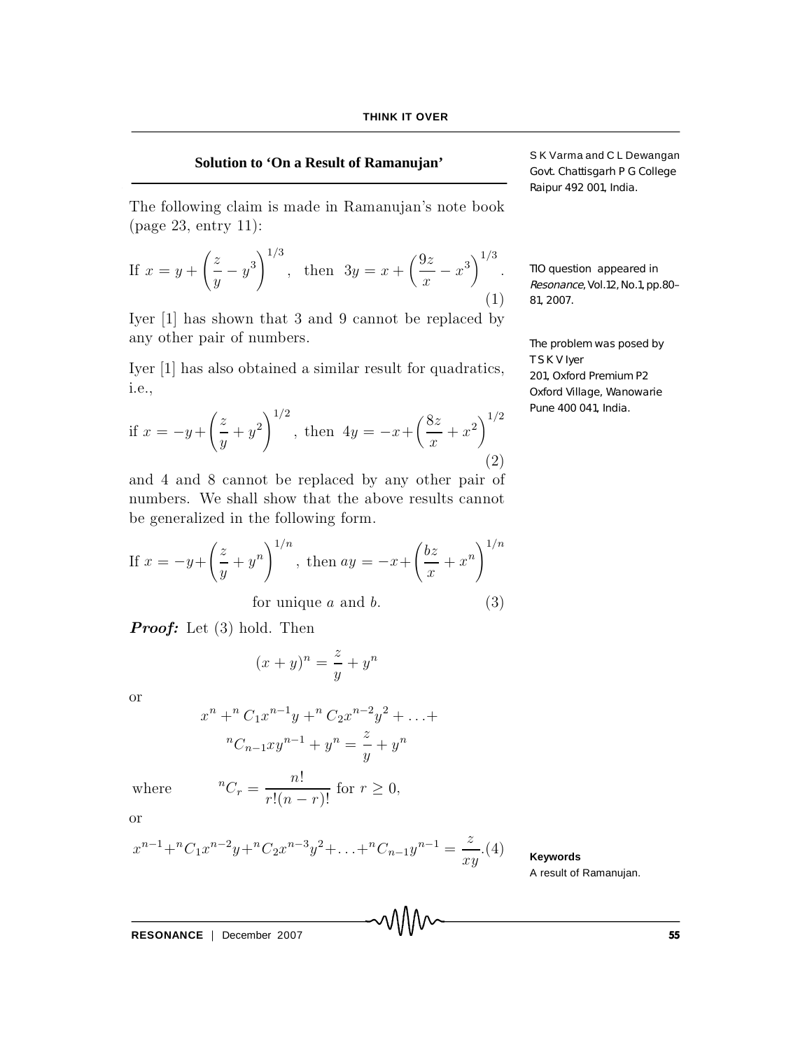## Solution to 'On a Result of Ramanujan'

S K Varma and C L Dewangan
Govt. Chattisgarh P G College
Raipur 492 001, India.

The following claim is made in Ramanujan's note book (page 23, entry 11):

$$\text{If } x = y + \left(\frac{z}{y} - y^3\right)^{1/3}, \quad \text{then} \quad 3y = x + \left(\frac{9z}{x} - x^3\right)^{1/3}. \tag{1}$$

Iyer [1] has shown that 3 and 9 cannot be replaced by any other pair of numbers.

Iyer [1] has also obtained a similar result for quadratics, i.e.,

$$\text{if } x = -y + \left(\frac{z}{y} + y^2\right)^{1/2}, \text{ then } 4y = -x + \left(\frac{8z}{x} + x^2\right)^{1/2} \tag{2}$$

and 4 and 8 cannot be replaced by any other pair of numbers. We shall show that the above results cannot be generalized in the following form.

$$\text{If } x = -y + \left(\frac{z}{y} + y^n\right)^{1/n}, \text{ then } ay = -x + \left(\frac{bz}{x} + x^n\right)^{1/n}$$

$$\text{for unique } a \text{ and } b. \tag{3}$$

***Proof:*** Let (3) hold. Then

$$(x+y)^n = \frac{z}{y} + y^n$$

or

$$x^n + {}^nC_1 x^{n-1}y + {}^nC_2 x^{n-2}y^2 + \ldots + {}^nC_{n-1}xy^{n-1} + y^n = \frac{z}{y} + y^n$$

where $\quad {}^nC_r = \dfrac{n!}{r!(n-r)!}$ for $r \geq 0$,

or

$$x^{n-1} + {}^nC_1 x^{n-2}y + {}^nC_2 x^{n-3}y^2 + \ldots + {}^nC_{n-1}y^{n-1} = \frac{z}{xy}. \tag{4}$$

TIO question appeared in *Resonance*, Vol.12, No.1, pp.80–81, 2007.

The problem was posed by T S K V Iyer
201, Oxford Premium P2
Oxford Village, Wanowarie
Pune 400 041, India.

**Keywords**
A result of Ramanujan.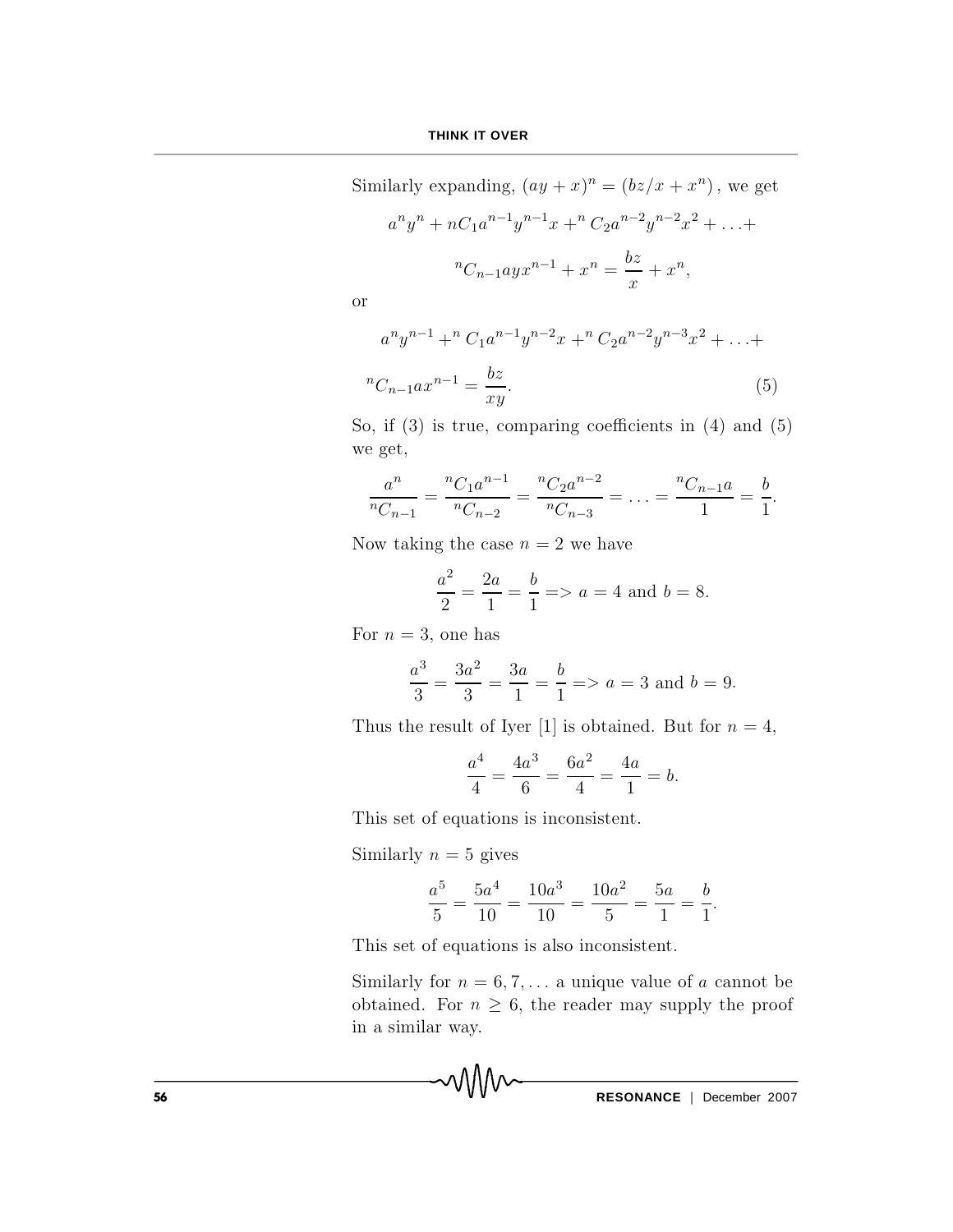Similarly expanding, $(ay + x)^n = (bz/x + x^n)$, we get

$$a^n y^n + nC_1 a^{n-1} y^{n-1} x +^n C_2 a^{n-2} y^{n-2} x^2 + \ldots +$$

$$^nC_{n-1} ayx^{n-1} + x^n = \frac{bz}{x} + x^n,$$

or

$$a^n y^{n-1} +^n C_1 a^{n-1} y^{n-2} x +^n C_2 a^{n-2} y^{n-3} x^2 + \ldots +$$

$$^nC_{n-1} ax^{n-1} = \frac{bz}{xy}. \tag{5}$$

So, if (3) is true, comparing coefficients in (4) and (5) we get,

$$\frac{a^n}{^nC_{n-1}} = \frac{^nC_1 a^{n-1}}{^nC_{n-2}} = \frac{^nC_2 a^{n-2}}{^nC_{n-3}} = \ldots = \frac{^nC_{n-1} a}{1} = \frac{b}{1}.$$

Now taking the case $n = 2$ we have

$$\frac{a^2}{2} = \frac{2a}{1} = \frac{b}{1} => a = 4 \text{ and } b = 8.$$

For $n = 3$, one has

$$\frac{a^3}{3} = \frac{3a^2}{3} = \frac{3a}{1} = \frac{b}{1} => a = 3 \text{ and } b = 9.$$

Thus the result of Iyer [1] is obtained. But for $n = 4$,

$$\frac{a^4}{4} = \frac{4a^3}{6} = \frac{6a^2}{4} = \frac{4a}{1} = b.$$

This set of equations is inconsistent.

Similarly $n = 5$ gives

$$\frac{a^5}{5} = \frac{5a^4}{10} = \frac{10a^3}{10} = \frac{10a^2}{5} = \frac{5a}{1} = \frac{b}{1}.$$

This set of equations is also inconsistent.

Similarly for $n = 6, 7, \ldots$ a unique value of $a$ cannot be obtained. For $n \geq 6$, the reader may supply the proof in a similar way.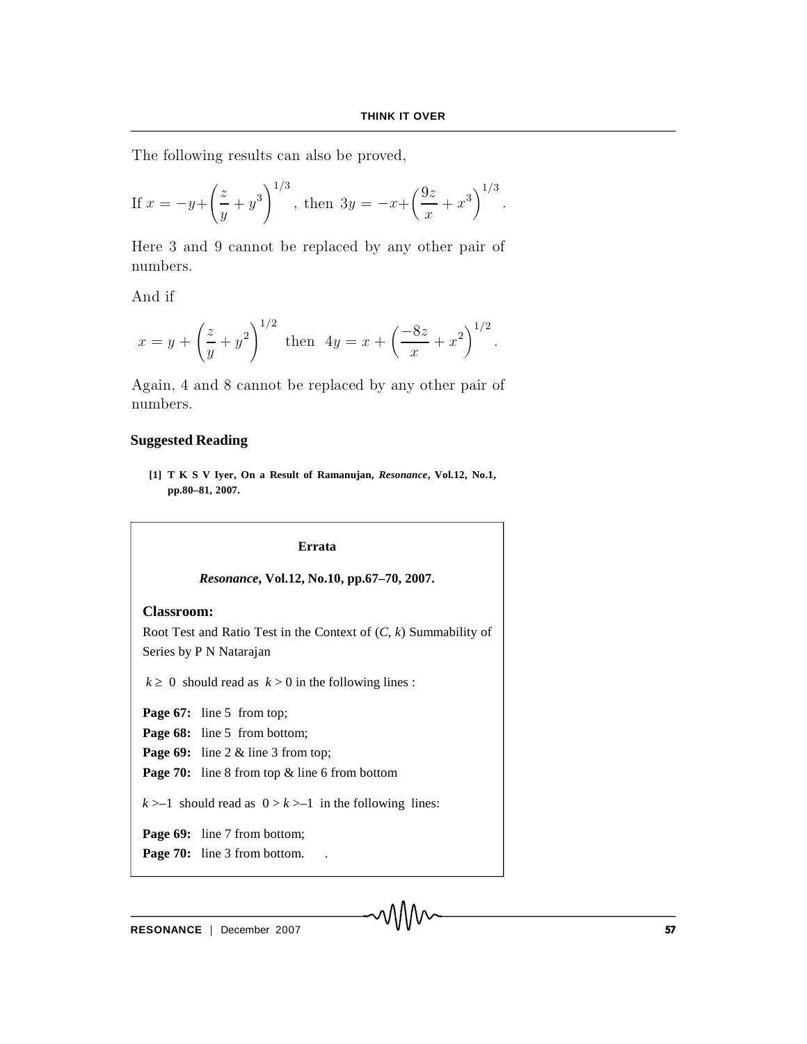The following results can also be proved,

$$\text{If } x = -y + \left(\frac{z}{y} + y^3\right)^{1/3}, \text{ then } 3y = -x + \left(\frac{9z}{x} + x^3\right)^{1/3}.$$

Here 3 and 9 cannot be replaced by any other pair of numbers.

And if

$$x = y + \left(\frac{z}{y} + y^2\right)^{1/2} \text{ then } 4y = x + \left(\frac{-8z}{x} + x^2\right)^{1/2}.$$

Again, 4 and 8 cannot be replaced by any other pair of numbers.

## Suggested Reading

**[1] T K S V Iyer, On a Result of Ramanujan, *Resonance*, Vol.12, No.1, pp.80–81, 2007.**

---

### Errata

***Resonance*, Vol.12, No.10, pp.67–70, 2007.**

**Classroom:**

Root Test and Ratio Test in the Context of $(C, k)$ Summability of Series by P N Natarajan

$k \geq 0$ should read as $k > 0$ in the following lines :

**Page 67:** line 5 from top;
**Page 68:** line 5 from bottom;
**Page 69:** line 2 & line 3 from top;
**Page 70:** line 8 from top & line 6 from bottom

$k > -1$ should read as $0 > k > -1$ in the following lines:

**Page 69:** line 7 from bottom;
**Page 70:** line 3 from bottom.